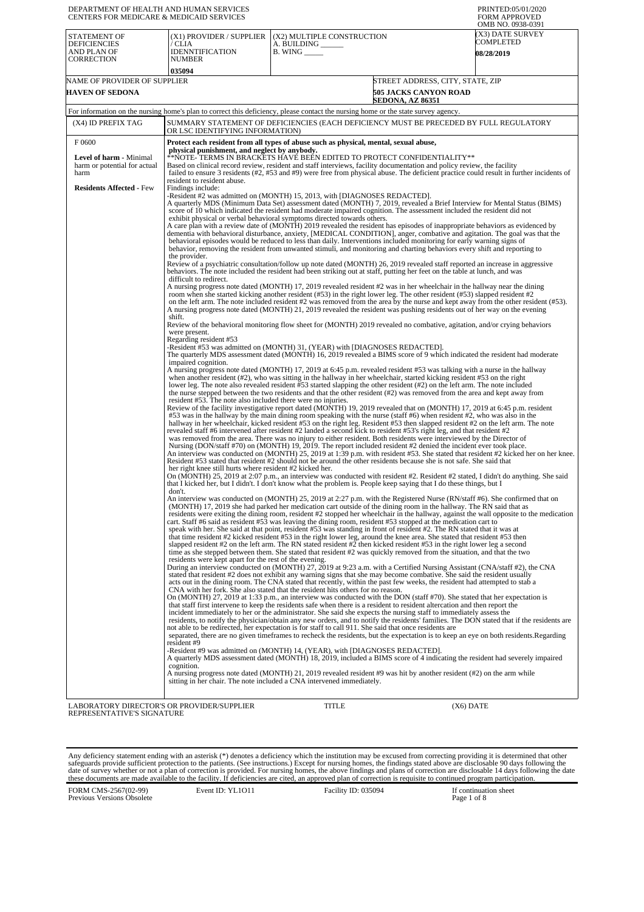DEPARTMENT OF HEALTH AND HUMAN SERVICES
CENTERS FOR MEDICARE & MEDICAID SERVICES

PRINTED:05/01/2020
FORM APPROVED
OMB NO. 0938-0391

| STATEMENT OF DEFICIENCIES AND PLAN OF CORRECTION | (X1) PROVIDER / SUPPLIER / CLIA IDENNTIFICATION NUMBER | (X2) MULTIPLE CONSTRUCTION | (X3) DATE SURVEY COMPLETED |
|---|---|---|---|
| | 035094 | A. BUILDING ______ B. WING _____ | 08/28/2019 |

| NAME OF PROVIDER OF SUPPLIER | STREET ADDRESS, CITY, STATE, ZIP |
|---|---|
| HAVEN OF SEDONA | 505 JACKS CANYON ROAD SEDONA, AZ 86351 |

For information on the nursing home's plan to correct this deficiency, please contact the nursing home or the state survey agency.

| (X4) ID PREFIX TAG | SUMMARY STATEMENT OF DEFICIENCIES (EACH DEFICIENCY MUST BE PRECEDED BY FULL REGULATORY OR LSC IDENTIFYING INFORMATION) |
|---|---|
| F 0600<br><br>**Level of harm** - Minimal harm or potential for actual harm<br><br>**Residents Affected** - Few | **Protect each resident from all types of abuse such as physical, mental, sexual abuse, physical punishment, and neglect by anybody.**<br>**NOTE- TERMS IN BRACKETS HAVE BEEN EDITED TO PROTECT CONFIDENTIALITY**<br>Based on clinical record review, resident and staff interviews, facility documentation and policy review, the facility failed to ensure 3 residents (#2, #53 and #9) were free from physical abuse. The deficient practice could result in further incidents of resident to resident abuse.<br>Findings include:<br>-Resident #2 was admitted on (MONTH) 15, 2013, with [DIAGNOSES REDACTED].<br>A quarterly MDS (Minimum Data Set) assessment dated (MONTH) 7, 2019, revealed a Brief Interview for Mental Status (BIMS) score of 10 which indicated the resident had moderate impaired cognition. The assessment included the resident did not exhibit physical or verbal behavioral symptoms directed towards others.<br>A care plan with a review date of (MONTH) 2019 revealed the resident has episodes of inappropriate behaviors as evidenced by dementia with behavioral disturbance, anxiety, [MEDICAL CONDITION], anger, combative and agitation. The goal was that the behavioral episodes would be reduced to less than daily. Interventions included monitoring for early warning signs of behavior, removing the resident from unwanted stimuli, and monitoring and charting behaviors every shift and reporting to the provider.<br>Review of a psychiatric consultation/follow up note dated (MONTH) 26, 2019 revealed staff reported an increase in aggressive behaviors. The note included the resident had been striking out at staff, putting her feet on the table at lunch, and was difficult to redirect.<br>A nursing progress note dated (MONTH) 17, 2019 revealed resident #2 was in her wheelchair in the hallway near the dining room when she started kicking another resident (#53) in the right lower leg. The other resident (#53) slapped resident #2 on the left arm. The note included resident #2 was removed from the area by the nurse and kept away from the other resident (#53).<br>A nursing progress note dated (MONTH) 21, 2019 revealed the resident was pushing residents out of her way on the evening shift.<br>Review of the behavioral monitoring flow sheet for (MONTH) 2019 revealed no combative, agitation, and/or crying behaviors were present.<br>Regarding resident #53<br>-Resident #53 was admitted on (MONTH) 31, (YEAR) with [DIAGNOSES REDACTED].<br>The quarterly MDS assessment dated (MONTH) 16, 2019 revealed a BIMS score of 9 which indicated the resident had moderate impaired cognition.<br>A nursing progress note dated (MONTH) 17, 2019 at 6:45 p.m. revealed resident #53 was talking with a nurse in the hallway when another resident (#2), who was sitting in the hallway in her wheelchair, started kicking resident #53 on the right lower leg. The note also revealed resident #53 started slapping the other resident (#2) on the left arm. The note included the nurse stepped between the two residents and that the other resident (#2) was removed from the area and kept away from resident #53. The note also included there were no injuries.<br>Review of the facility investigative report dated (MONTH) 19, 2019 revealed that on (MONTH) 17, 2019 at 6:45 p.m. resident #53 was in the hallway by the main dining room speaking with the nurse (staff #6) when resident #2, who was also in the hallway in her wheelchair, kicked resident #53 on the right leg. Resident #53 then slapped resident #2 on the left arm. The note revealed staff #6 intervened after resident #2 landed a second kick to resident #53's right leg, and that resident #2 was removed from the area. There was no injury to either resident. Both residents were interviewed by the Director of Nursing (DON/staff #70) on (MONTH) 19, 2019. The report included resident #2 denied the incident ever took place.<br>An interview was conducted on (MONTH) 25, 2019 at 1:39 p.m. with resident #53. She stated that resident #2 kicked her on her knee. Resident #53 stated that resident #2 should not be around the other residents because she is not safe. She said that her right knee still hurts where resident #2 kicked her.<br>On (MONTH) 25, 2019 at 2:07 p.m., an interview was conducted with resident #2. Resident #2 stated, I didn't do anything. She said that I kicked her, but I didn't. I don't know what the problem is. People keep saying that I do these things, but I don't.<br>An interview was conducted on (MONTH) 25, 2019 at 2:27 p.m. with the Registered Nurse (RN/staff #6). She confirmed that on (MONTH) 17, 2019 she had parked her medication cart outside of the dining room in the hallway. The RN said that as residents were exiting the dining room, resident #2 stopped her wheelchair in the hallway, against the wall opposite to the medication cart. Staff #6 said as resident #53 was leaving the dining room, resident #53 stopped at the medication cart to speak with her. She said at that point, resident #53 was standing in front of resident #2. The RN stated that it was at that time resident #2 kicked resident #53 in the right lower leg, around the knee area. She stated that resident #53 then slapped resident #2 on the left arm. The RN stated resident #2 then kicked resident #53 in the right lower leg a second time as she stepped between them. She stated that resident #2 was quickly removed from the situation, and that the two residents were kept apart for the rest of the evening.<br>During an interview conducted on (MONTH) 27, 2019 at 9:23 a.m. with a Certified Nursing Assistant (CNA/staff #2), the CNA stated that resident #2 does not exhibit any warning signs that she may become combative. She said the resident usually acts out in the dining room. The CNA stated that recently, within the past few weeks, the resident had attempted to stab a CNA with her fork. She also stated that the resident hits others for no reason.<br>On (MONTH) 27, 2019 at 1:33 p.m., an interview was conducted with the DON (staff #70). She stated that her expectation is that staff first intervene to keep the residents safe when there is a resident to resident altercation and then report the incident immediately to her or the administrator. She said she expects the nursing staff to immediately assess the residents, to notify the physician/obtain any new orders, and to notify the residents' families. The DON stated that if the residents are not able to be redirected, her expectation is for staff to call 911. She said that once residents are separated, there are no given timeframes to recheck the residents, but the expectation is to keep an eye on both residents.Regarding resident #9<br>-Resident #9 was admitted on (MONTH) 14, (YEAR), with [DIAGNOSES REDACTED].<br>A quarterly MDS assessment dated (MONTH) 18, 2019, included a BIMS score of 4 indicating the resident had severely impaired cognition.<br>A nursing progress note dated (MONTH) 21, 2019 revealed resident #9 was hit by another resident (#2) on the arm while sitting in her chair. The note included a CNA intervened immediately. |

LABORATORY DIRECTOR'S OR PROVIDER/SUPPLIER REPRESENTATIVE'S SIGNATURE | TITLE | (X6) DATE

Any deficiency statement ending with an asterisk (*) denotes a deficiency which the institution may be excused from correcting providing it is determined that other safeguards provide sufficient protection to the patients. (See instructions.) Except for nursing homes, the findings stated above are disclosable 90 days following the date of survey whether or not a plan of correction is provided. For nursing homes, the above findings and plans of correction are disclosable 14 days following the date these documents are made available to the facility. If deficiencies are cited, an approved plan of correction is requisite to continued program participation.

FORM CMS-2567(02-99) Previous Versions Obsolete | Event ID: YL1O11 | Facility ID: 035094 | If continuation sheet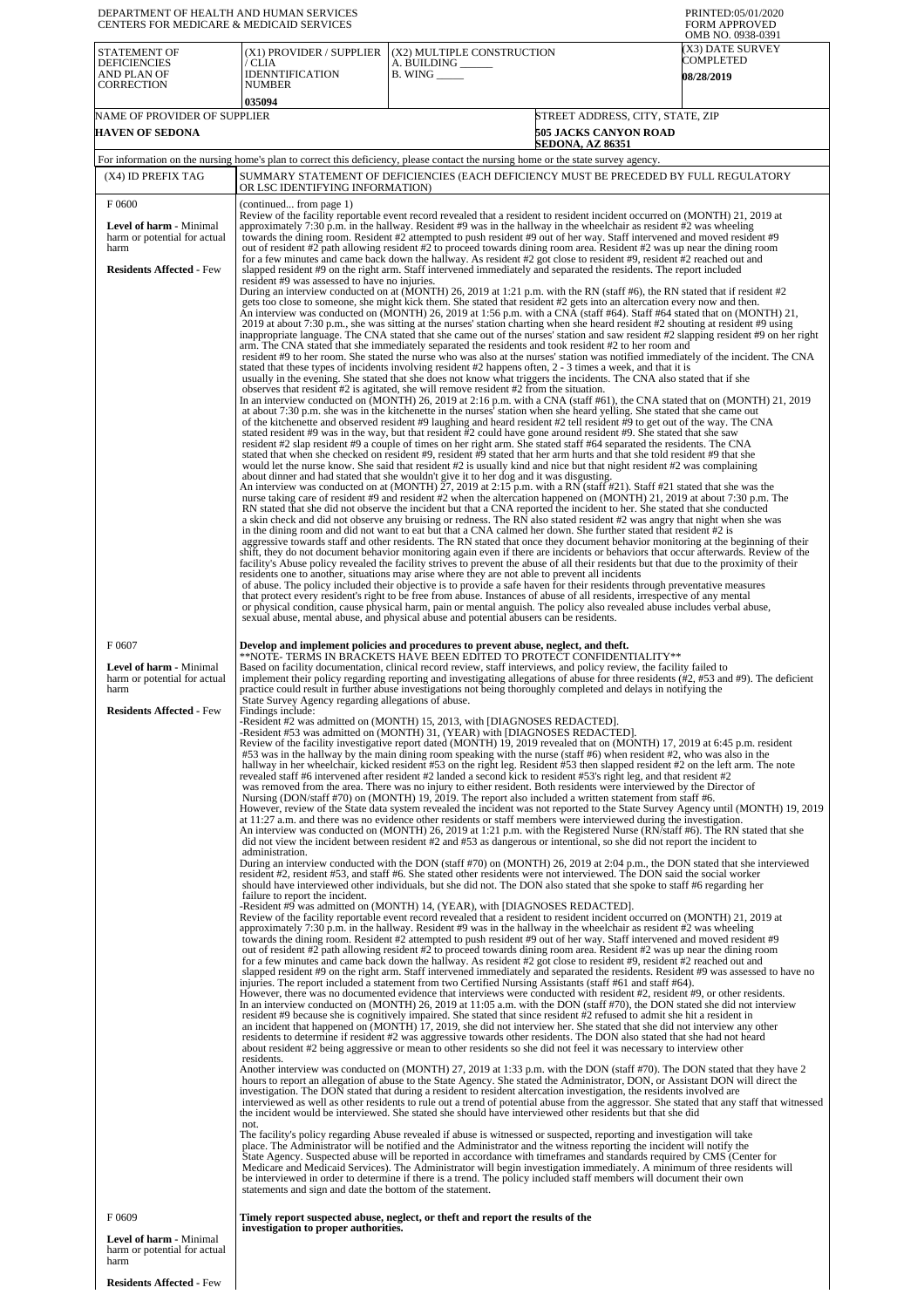DEPARTMENT OF HEALTH AND HUMAN SERVICES
CENTERS FOR MEDICARE & MEDICAID SERVICES

PRINTED:05/01/2020
FORM APPROVED
OMB NO. 0938-0391

| STATEMENT OF DEFICIENCIES AND PLAN OF CORRECTION | (X1) PROVIDER / SUPPLIER / CLIA IDENNTIFICATION NUMBER | (X2) MULTIPLE CONSTRUCTION A. BUILDING ______ B. WING _____ | (X3) DATE SURVEY COMPLETED |
|---|---|---|---|
| | 035094 | | 08/28/2019 |

| NAME OF PROVIDER OF SUPPLIER | STREET ADDRESS, CITY, STATE, ZIP |
|---|---|
| HAVEN OF SEDONA | 505 JACKS CANYON ROAD SEDONA, AZ 86351 |

For information on the nursing home's plan to correct this deficiency, please contact the nursing home or the state survey agency.

| (X4) ID PREFIX TAG | SUMMARY STATEMENT OF DEFICIENCIES (EACH DEFICIENCY MUST BE PRECEDED BY FULL REGULATORY OR LSC IDENTIFYING INFORMATION) |
|---|---|
| F 0600<br><br>**Level of harm** - Minimal harm or potential for actual harm<br><br>**Residents Affected** - Few | (continued... from page 1)<br>Review of the facility reportable event record revealed that a resident to resident incident occurred on (MONTH) 21, 2019 at approximately 7:30 p.m. in the hallway. Resident #9 was in the hallway in the wheelchair as resident #2 was wheeling towards the dining room. Resident #2 attempted to push resident #9 out of her way. Staff intervened and moved resident #9 out of resident #2 path allowing resident #2 to proceed towards dining room area. Resident #2 was up near the dining room for a few minutes and came back down the hallway. As resident #2 got close to resident #9, resident #2 reached out and slapped resident #9 on the right arm. Staff intervened immediately and separated the residents. The report included resident #9 was assessed to have no injuries.<br>During an interview conducted on at (MONTH) 26, 2019 at 1:21 p.m. with the RN (staff #6), the RN stated that if resident #2 gets too close to someone, she might kick them. She stated that resident #2 gets into an altercation every now and then.<br>An interview was conducted on (MONTH) 26, 2019 at 1:56 p.m. with a CNA (staff #64). Staff #64 stated that on (MONTH) 21, 2019 at about 7:30 p.m., she was sitting at the nurses' station charting when she heard resident #2 shouting at resident #9 using inappropriate language. The CNA stated that she came out of the nurses' station and saw resident #2 slapping resident #9 on her right arm. The CNA stated that she immediately separated the residents and took resident #2 to her room and resident #9 to her room. She stated the nurse who was also at the nurses' station was notified immediately of the incident. The CNA stated that these types of incidents involving resident #2 happens often, 2 - 3 times a week, and that it is usually in the evening. She stated that she does not know what triggers the incidents. The CNA also stated that if she observes that resident #2 is agitated, she will remove resident #2 from the situation.<br>In an interview conducted on (MONTH) 26, 2019 at 2:16 p.m. with a CNA (staff #61), the CNA stated that on (MONTH) 21, 2019 at about 7:30 p.m. she was in the kitchenette in the nurses' station when she heard yelling. She stated that she came out of the kitchenette and observed resident #9 laughing and heard resident #2 tell resident #9 to get out of the way. The CNA stated resident #9 was in the way, but that resident #2 could have gone around resident #9. She stated that she saw resident #2 slap resident #9 a couple of times on her right arm. She stated staff #64 separated the residents. The CNA stated that when she checked on resident #9, resident #9 stated that her arm hurts and that she told resident #9 that she would let the nurse know. She said that resident #2 is usually kind and nice but that night resident #2 was complaining about dinner and had stated that she wouldn't give it to her dog and it was disgusting.<br>An interview was conducted on at (MONTH) 27, 2019 at 2:15 p.m. with a RN (staff #21). Staff #21 stated that she was the nurse taking care of resident #9 and resident #2 when the altercation happened on (MONTH) 21, 2019 at about 7:30 p.m. The RN stated that she did not observe the incident but that a CNA reported the incident to her. She stated that she conducted a skin check and did not observe any bruising or redness. The RN also stated resident #2 was angry that night when she was in the dining room and did not want to eat but that a CNA calmed her down. She further stated that resident #2 is aggressive towards staff and other residents. The RN stated that once they document behavior monitoring at the beginning of their shift, they do not document behavior monitoring again even if there are incidents or behaviors that occur afterwards. Review of the facility's Abuse policy revealed the facility strives to prevent the abuse of all their residents but that due to the proximity of their residents one to another, situations may arise where they are not able to prevent all incidents of abuse. The policy included their objective is to provide a safe haven for their residents through preventative measures that protect every resident's right to be free from abuse. Instances of abuse of all residents, irrespective of any mental or physical condition, cause physical harm, pain or mental anguish. The policy also revealed abuse includes verbal abuse, sexual abuse, mental abuse, and physical abuse and potential abusers can be residents. |
| F 0607<br><br>**Level of harm** - Minimal harm or potential for actual harm<br><br>**Residents Affected** - Few | **Develop and implement policies and procedures to prevent abuse, neglect, and theft.**<br>**NOTE- TERMS IN BRACKETS HAVE BEEN EDITED TO PROTECT CONFIDENTIALITY**<br>Based on facility documentation, clinical record review, staff interviews, and policy review, the facility failed to implement their policy regarding reporting and investigating allegations of abuse for three residents (#2, #53 and #9). The deficient practice could result in further abuse investigations not being thoroughly completed and delays in notifying the State Survey Agency regarding allegations of abuse.<br>Findings include:<br>-Resident #2 was admitted on (MONTH) 15, 2013, with [DIAGNOSES REDACTED].<br>-Resident #53 was admitted on (MONTH) 31, (YEAR) with [DIAGNOSES REDACTED].<br>Review of the facility investigative report dated (MONTH) 19, 2019 revealed that on (MONTH) 17, 2019 at 6:45 p.m. resident #53 was in the hallway by the main dining room speaking with the nurse (staff #6) when resident #2, who was also in the hallway in her wheelchair, kicked resident #53 on the right leg. Resident #53 then slapped resident #2 on the left arm. The note revealed staff #6 intervened after resident #2 landed a second kick to resident #53's right leg, and that resident #2 was removed from the area. There was no injury to either resident. Both residents were interviewed by the Director of Nursing (DON/staff #70) on (MONTH) 19, 2019. The report also included a written statement from staff #6.<br>However, review of the State data system revealed the incident was not reported to the State Survey Agency until (MONTH) 19, 2019 at 11:27 a.m. and there was no evidence other residents or staff members were interviewed during the investigation.<br>An interview was conducted on (MONTH) 26, 2019 at 1:21 p.m. with the Registered Nurse (RN/staff #6). The RN stated that she did not view the incident between resident #2 and #53 as dangerous or intentional, so she did not report the incident to administration.<br>During an interview conducted with the DON (staff #70) on (MONTH) 26, 2019 at 2:04 p.m., the DON stated that she interviewed resident #2, resident #53, and staff #6. She stated other residents were not interviewed. The DON said the social worker should have interviewed other individuals, but she did not. The DON also stated that she spoke to staff #6 regarding her failure to report the incident.<br>-Resident #9 was admitted on (MONTH) 14, (YEAR), with [DIAGNOSES REDACTED].<br>Review of the facility reportable event record revealed that a resident to resident incident occurred on (MONTH) 21, 2019 at approximately 7:30 p.m. in the hallway. Resident #9 was in the hallway in the wheelchair as resident #2 was wheeling towards the dining room. Resident #2 attempted to push resident #9 out of her way. Staff intervened and moved resident #9 out of resident #2 path allowing resident #2 to proceed towards dining room area. Resident #2 was up near the dining room for a few minutes and came back down the hallway. As resident #2 got close to resident #9, resident #2 reached out and slapped resident #9 on the right arm. Staff intervened immediately and separated the residents. Resident #9 was assessed to have no injuries. The report included a statement from two Certified Nursing Assistants (staff #61 and staff #64).<br>However, there was no documented evidence that interviews were conducted with resident #2, resident #9, or other residents.<br>In an interview conducted on (MONTH) 26, 2019 at 11:05 a.m. with the DON (staff #70), the DON stated she did not interview resident #9 because she is cognitively impaired. She stated that since resident #2 refused to admit she hit a resident in an incident that happened on (MONTH) 17, 2019, she did not interview her. She stated that she did not interview any other residents to determine if resident #2 was aggressive towards other residents. The DON also stated that she had not heard about resident #2 being aggressive or mean to other residents so she did not feel it was necessary to interview other residents.<br>Another interview was conducted on (MONTH) 27, 2019 at 1:33 p.m. with the DON (staff #70). The DON stated that they have 2 hours to report an allegation of abuse to the State Agency. She stated the Administrator, DON, or Assistant DON will direct the investigation. The DON stated that during a resident to resident altercation investigation, the residents involved are interviewed as well as other residents to rule out a trend of potential abuse from the aggressor. She stated that any staff that witnessed the incident would be interviewed. She stated she should have interviewed other residents but that she did not.<br>The facility's policy regarding Abuse revealed if abuse is witnessed or suspected, reporting and investigation will take place. The Administrator will be notified and the Administrator and the witness reporting the incident will notify the State Agency. Suspected abuse will be reported in accordance with timeframes and standards required by CMS (Center for Medicare and Medicaid Services). The Administrator will begin investigation immediately. A minimum of three residents will be interviewed in order to determine if there is a trend. The policy included staff members will document their own statements and sign and date the bottom of the statement. |
| F 0609<br><br>**Level of harm** - Minimal harm or potential for actual harm<br><br>**Residents Affected** - Few | **Timely report suspected abuse, neglect, or theft and report the results of the investigation to proper authorities.** |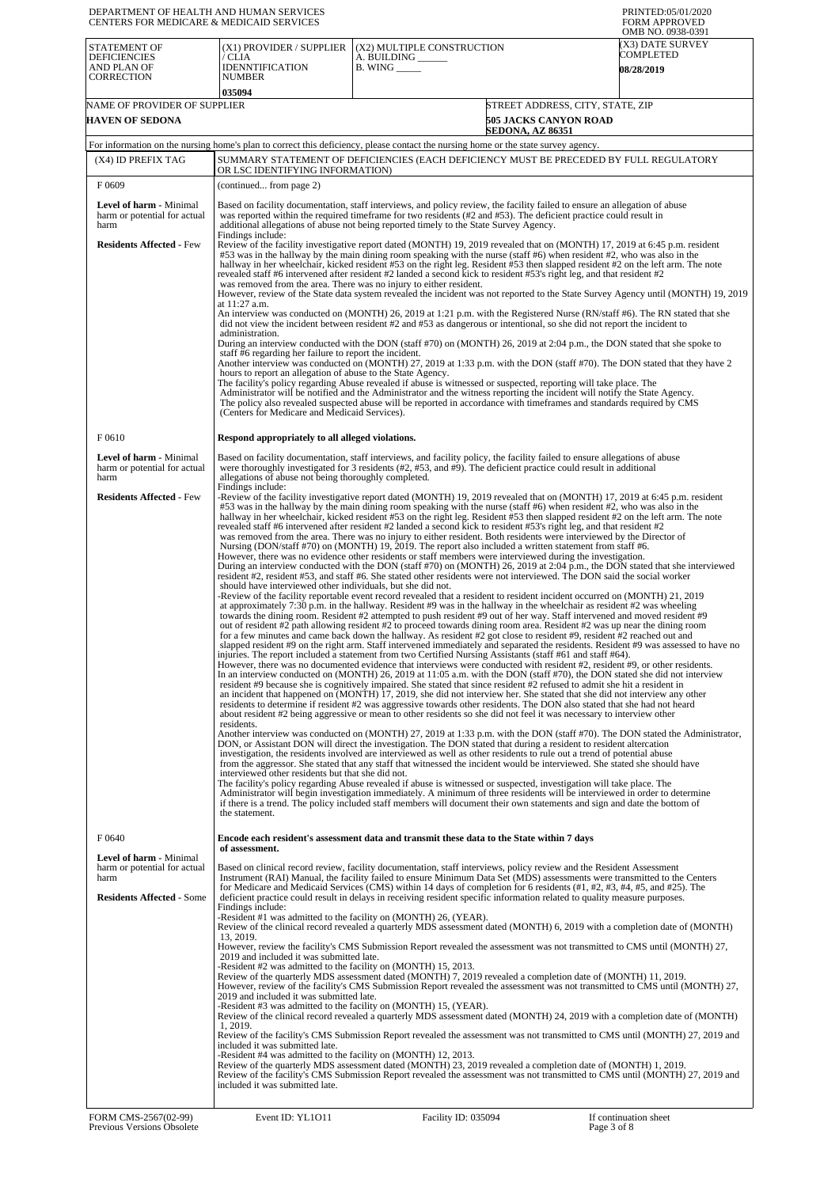DEPARTMENT OF HEALTH AND HUMAN SERVICES
CENTERS FOR MEDICARE & MEDICAID SERVICES

PRINTED:05/01/2020
FORM APPROVED
OMB NO. 0938-0391

| STATEMENT OF DEFICIENCIES AND PLAN OF CORRECTION | (X1) PROVIDER / SUPPLIER / CLIA IDENNTIFICATION NUMBER | (X2) MULTIPLE CONSTRUCTION A. BUILDING ______ B. WING _____ | (X3) DATE SURVEY COMPLETED |
|---|---|---|---|
| | 035094 | | 08/28/2019 |

| NAME OF PROVIDER OF SUPPLIER | STREET ADDRESS, CITY, STATE, ZIP |
|---|---|
| HAVEN OF SEDONA | 505 JACKS CANYON ROAD SEDONA, AZ 86351 |

For information on the nursing home's plan to correct this deficiency, please contact the nursing home or the state survey agency.

| (X4) ID PREFIX TAG | SUMMARY STATEMENT OF DEFICIENCIES (EACH DEFICIENCY MUST BE PRECEDED BY FULL REGULATORY OR LSC IDENTIFYING INFORMATION) |
|---|---|
| F 0609 | (continued... from page 2) |
| **Level of harm** - Minimal harm or potential for actual harm<br><br>**Residents Affected** - Few | Based on facility documentation, staff interviews, and policy review, the facility failed to ensure an allegation of abuse was reported within the required timeframe for two residents (#2 and #53). The deficient practice could result in additional allegations of abuse not being reported timely to the State Survey Agency.<br>Findings include:<br>Review of the facility investigative report dated (MONTH) 19, 2019 revealed that on (MONTH) 17, 2019 at 6:45 p.m. resident #53 was in the hallway by the main dining room speaking with the nurse (staff #6) when resident #2, who was also in the hallway in her wheelchair, kicked resident #53 on the right leg. Resident #53 then slapped resident #2 on the left arm. The note revealed staff #6 intervened after resident #2 landed a second kick to resident #53's right leg, and that resident #2 was removed from the area. There was no injury to either resident.<br>However, review of the State data system revealed the incident was not reported to the State Survey Agency until (MONTH) 19, 2019 at 11:27 a.m.<br>An interview was conducted on (MONTH) 26, 2019 at 1:21 p.m. with the Registered Nurse (RN/staff #6). The RN stated that she did not view the incident between resident #2 and #53 as dangerous or intentional, so she did not report the incident to administration.<br>During an interview conducted with the DON (staff #70) on (MONTH) 26, 2019 at 2:04 p.m., the DON stated that she spoke to staff #6 regarding her failure to report the incident.<br>Another interview was conducted on (MONTH) 27, 2019 at 1:33 p.m. with the DON (staff #70). The DON stated that they have 2 hours to report an allegation of abuse to the State Agency.<br>The facility's policy regarding Abuse revealed if abuse is witnessed or suspected, reporting will take place. The Administrator will be notified and the Administrator and the witness reporting the incident will notify the State Agency. The policy also revealed suspected abuse will be reported in accordance with timeframes and standards required by CMS (Centers for Medicare and Medicaid Services). |
| F 0610 | **Respond appropriately to all alleged violations.** |
| **Level of harm** - Minimal harm or potential for actual harm<br><br>**Residents Affected** - Few | Based on facility documentation, staff interviews, and facility policy, the facility failed to ensure allegations of abuse were thoroughly investigated for 3 residents (#2, #53, and #9). The deficient practice could result in additional allegations of abuse not being thoroughly completed.<br>Findings include:<br>-Review of the facility investigative report dated (MONTH) 19, 2019 revealed that on (MONTH) 17, 2019 at 6:45 p.m. resident #53 was in the hallway by the main dining room speaking with the nurse (staff #6) when resident #2, who was also in the hallway in her wheelchair, kicked resident #53 on the right leg. Resident #53 then slapped resident #2 on the left arm. The note revealed staff #6 intervened after resident #2 landed a second kick to resident #53's right leg, and that resident #2 was removed from the area. There was no injury to either resident. Both residents were interviewed by the Director of Nursing (DON/staff #70) on (MONTH) 19, 2019. The report also included a written statement from staff #6.<br>However, there was no evidence other residents or staff members were interviewed during the investigation.<br>During an interview conducted with the DON (staff #70) on (MONTH) 26, 2019 at 2:04 p.m., the DON stated that she interviewed resident #2, resident #53, and staff #6. She stated other residents were not interviewed. The DON said the social worker should have interviewed other individuals, but she did not.<br>-Review of the facility reportable event record revealed that a resident to resident incident occurred on (MONTH) 21, 2019 at approximately 7:30 p.m. in the hallway. Resident #9 was in the hallway in the wheelchair as resident #2 was wheeling towards the dining room. Resident #2 attempted to push resident #9 out of her way. Staff intervened and moved resident #9 out of resident #2 path allowing resident #2 to proceed towards dining room area. Resident #2 was up near the dining room for a few minutes and came back down the hallway. As resident #2 got close to resident #9, resident #2 reached out and slapped resident #9 on the right arm. Staff intervened immediately and separated the residents. Resident #9 was assessed to have no injuries. The report included a statement from two Certified Nursing Assistants (staff #61 and staff #64).<br>However, there was no documented evidence that interviews were conducted with resident #2, resident #9, or other residents.<br>In an interview conducted on (MONTH) 26, 2019 at 11:05 a.m. with the DON (staff #70), the DON stated she did not interview resident #9 because she is cognitively impaired. She stated that since resident #2 refused to admit she hit a resident in an incident that happened on (MONTH) 17, 2019, she did not interview her. She stated that she did not interview any other residents to determine if resident #2 was aggressive towards other residents. The DON also stated that she had not heard about resident #2 being aggressive or mean to other residents so she did not feel it was necessary to interview other residents.<br>Another interview was conducted on (MONTH) 27, 2019 at 1:33 p.m. with the DON (staff #70). The DON stated the Administrator, DON, or Assistant DON will direct the investigation. The DON stated that during a resident to resident altercation investigation, the residents involved are interviewed as well as other residents to rule out a trend of potential abuse from the aggressor. She stated that any staff that witnessed the incident would be interviewed. She stated she should have interviewed other residents but that she did not.<br>The facility's policy regarding Abuse revealed if abuse is witnessed or suspected, investigation will take place. The Administrator will begin investigation immediately. A minimum of three residents will be interviewed in order to determine if there is a trend. The policy included staff members will document their own statements and sign and date the bottom of the statement. |
| F 0640 | **Encode each resident's assessment data and transmit these data to the State within 7 days of assessment.** |
| **Level of harm** - Minimal harm or potential for actual harm<br><br>**Residents Affected** - Some | Based on clinical record review, facility documentation, staff interviews, policy review and the Resident Assessment Instrument (RAI) Manual, the facility failed to ensure Minimum Data Set (MDS) assessments were transmitted to the Centers for Medicare and Medicaid Services (CMS) within 14 days of completion for 6 residents (#1, #2, #3, #4, #5, and #25). The deficient practice could result in delays in receiving resident specific information related to quality measure purposes.<br>Findings include:<br>-Resident #1 was admitted to the facility on (MONTH) 26, (YEAR).<br>Review of the clinical record revealed a quarterly MDS assessment dated (MONTH) 6, 2019 with a completion date of (MONTH) 13, 2019.<br>However, review the facility's CMS Submission Report revealed the assessment was not transmitted to CMS until (MONTH) 27, 2019 and included it was submitted late.<br>-Resident #2 was admitted to the facility on (MONTH) 15, 2013.<br>Review of the quarterly MDS assessment dated (MONTH) 7, 2019 revealed a completion date of (MONTH) 11, 2019.<br>However, review of the facility's CMS Submission Report revealed the assessment was not transmitted to CMS until (MONTH) 27, 2019 and included it was submitted late.<br>-Resident #3 was admitted to the facility on (MONTH) 15, (YEAR).<br>Review of the clinical record revealed a quarterly MDS assessment dated (MONTH) 24, 2019 with a completion date of (MONTH) 1, 2019.<br>Review of the facility's CMS Submission Report revealed the assessment was not transmitted to CMS until (MONTH) 27, 2019 and included it was submitted late.<br>-Resident #4 was admitted to the facility on (MONTH) 12, 2013.<br>Review of the quarterly MDS assessment dated (MONTH) 23, 2019 revealed a completion date of (MONTH) 1, 2019.<br>Review of the facility's CMS Submission Report revealed the assessment was not transmitted to CMS until (MONTH) 27, 2019 and included it was submitted late. |

FORM CMS-2567(02-99) Previous Versions Obsolete | Event ID: YL1O11 | Facility ID: 035094 | If continuation sheet Page 3 of 8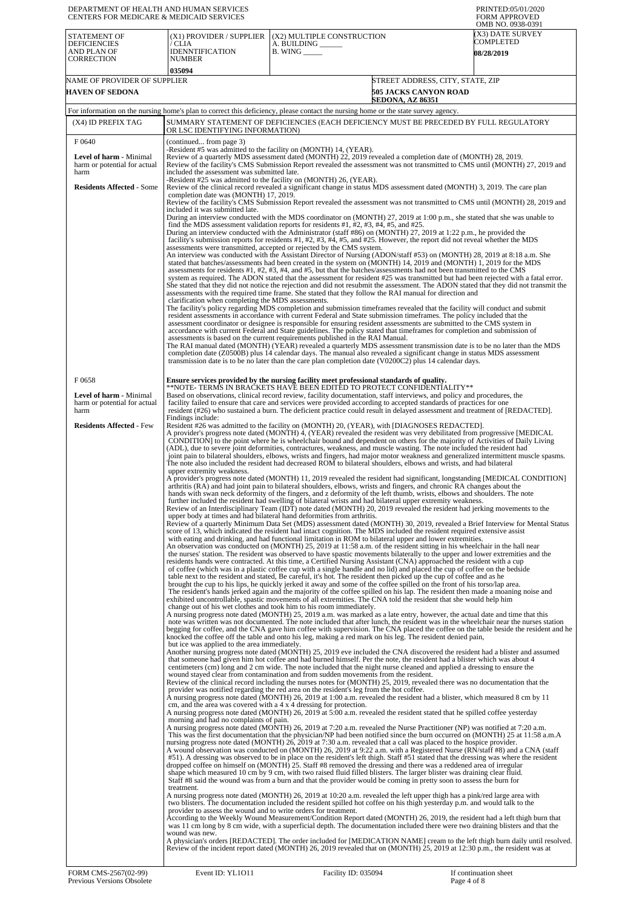DEPARTMENT OF HEALTH AND HUMAN SERVICES
CENTERS FOR MEDICARE & MEDICAID SERVICES

PRINTED:05/01/2020
FORM APPROVED
OMB NO. 0938-0391

| STATEMENT OF DEFICIENCIES AND PLAN OF CORRECTION | (X1) PROVIDER / SUPPLIER / CLIA IDENNTIFICATION NUMBER | (X2) MULTIPLE CONSTRUCTION A. BUILDING ______ B. WING _____ | (X3) DATE SURVEY COMPLETED |
|---|---|---|---|
| | 035094 | | 08/28/2019 |

| NAME OF PROVIDER OF SUPPLIER | STREET ADDRESS, CITY, STATE, ZIP |
|---|---|
| HAVEN OF SEDONA | 505 JACKS CANYON ROAD SEDONA, AZ 86351 |

For information on the nursing home's plan to correct this deficiency, please contact the nursing home or the state survey agency.

| (X4) ID PREFIX TAG | SUMMARY STATEMENT OF DEFICIENCIES (EACH DEFICIENCY MUST BE PRECEDED BY FULL REGULATORY OR LSC IDENTIFYING INFORMATION) |
|---|---|
| F 0640 **Level of harm** - Minimal harm or potential for actual harm **Residents Affected** - Some | (continued... from page 3) -Resident #5 was admitted to the facility on (MONTH) 14, (YEAR). Review of a quarterly MDS assessment dated (MONTH) 22, 2019 revealed a completion date of (MONTH) 28, 2019. Review of the facility's CMS Submission Report revealed the assessment was not transmitted to CMS until (MONTH) 27, 2019 and included the assessment was submitted late. -Resident #25 was admitted to the facility on (MONTH) 26, (YEAR). Review of the clinical record revealed a significant change in status MDS assessment dated (MONTH) 3, 2019. The care plan completion date was (MONTH) 17, 2019. Review of the facility's CMS Submission Report revealed the assessment was not transmitted to CMS until (MONTH) 28, 2019 and included it was submitted late. During an interview conducted with the MDS coordinator on (MONTH) 27, 2019 at 1:00 p.m., she stated that she was unable to find the MDS assessment validation reports for residents #1, #2, #3, #4, #5, and #25. During an interview conducted with the Administrator (staff #86) on (MONTH) 27, 2019 at 1:22 p.m., he provided the facility's submission reports for residents #1, #2, #3, #4, #5, and #25. However, the report did not reveal whether the MDS assessments were transmitted, accepted or rejected by the CMS system. An interview was conducted with the Assistant Director of Nursing (ADON/staff #53) on (MONTH) 28, 2019 at 8:18 a.m. She stated that batches/assessments had been created in the system on (MONTH) 14, 2019 and (MONTH) 1, 2019 for the MDS assessments for residents #1, #2, #3, #4, and #5, but that the batches/assessments had not been transmitted to the CMS system as required. The ADON stated that the assessment for resident #25 was transmitted but had been rejected with a fatal error. She stated that they did not notice the rejection and did not resubmit the assessment. The ADON stated that they did not transmit the assessments with the required time frame. She stated that they follow the RAI manual for direction and clarification when completing the MDS assessments. The facility's policy regarding MDS completion and submission timeframes revealed that the facility will conduct and submit resident assessments in accordance with current Federal and State submission timeframes. The policy included that the assessment coordinator or designee is responsible for ensuring resident assessments are submitted to the CMS system in accordance with current Federal and State guidelines. The policy stated that timeframes for completion and submission of assessments is based on the current requirements published in the RAI Manual. The RAI manual dated (MONTH) (YEAR) revealed a quarterly MDS assessment transmission date is to be no later than the MDS completion date (Z0500B) plus 14 calendar days. The manual also revealed a significant change in status MDS assessment transmission date is to be no later than the care plan completion date (V0200C2) plus 14 calendar days. |
| F 0658 **Level of harm** - Minimal harm or potential for actual harm **Residents Affected** - Few | **Ensure services provided by the nursing facility meet professional standards of quality.** **NOTE- TERMS IN BRACKETS HAVE BEEN EDITED TO PROTECT CONFIDENTIALITY** Based on observations, clinical record review, facility documentation, staff interviews, and policy and procedures, the facility failed to ensure that care and services were provided according to accepted standards of practices for one resident (#26) who sustained a burn. The deficient practice could result in delayed assessment and treatment of [REDACTED]. Findings include: Resident #26 was admitted to the facility on (MONTH) 20, (YEAR), with [DIAGNOSES REDACTED]. A provider's progress note dated (MONTH) 4, (YEAR) revealed the resident was very debilitated from progressive [MEDICAL CONDITION] to the point where he is wheelchair bound and dependent on others for the majority of Activities of Daily Living (ADL), due to severe joint deformities, contractures, weakness, and muscle wasting. The note included the resident had joint pain to bilateral shoulders, elbows, wrists and fingers, had major motor weakness and generalized intermittent muscle spasms. The note also included the resident had decreased ROM to bilateral shoulders, elbows and wrists, and had bilateral upper extremity weakness. A provider's progress note dated (MONTH) 11, 2019 revealed the resident had significant, longstanding [MEDICAL CONDITION] arthritis (RA) and had joint pain to bilateral shoulders, elbows, wrists and fingers, and chronic RA changes about the hands with swan neck deformity of the fingers, and z deformity of the left thumb, wrists, elbows and shoulders. The note further included the resident had swelling of bilateral wrists and had bilateral upper extremity weakness. Review of an Interdisciplinary Team (IDT) note dated (MONTH) 20, 2019 revealed the resident had jerking movements to the upper body at times and had bilateral hand deformities from arthritis. Review of a quarterly Minimum Data Set (MDS) assessment dated (MONTH) 30, 2019, revealed a Brief Interview for Mental Status score of 13, which indicated the resident had intact cognition. The MDS included the resident required extensive assist with eating and drinking, and had functional limitation in ROM to bilateral upper and lower extremities. An observation was conducted on (MONTH) 25, 2019 at 11:58 a.m. of the resident sitting in his wheelchair in the hall near the nurses' station. The resident was observed to have spastic movements bilaterally to the upper and lower extremities and the residents hands were contracted. At this time, a Certified Nursing Assistant (CNA) approached the resident with a cup of coffee (which was in a plastic coffee cup with a single handle and no lid) and placed the cup of coffee on the bedside table next to the resident and stated, Be careful, it's hot. The resident then picked up the cup of coffee and as he brought the cup to his lips, he quickly jerked it away and some of the coffee spilled on the front of his torso/lap area. The resident's hands jerked again and the majority of the coffee spilled on his lap. The resident then made a moaning noise and exhibited uncontrollable, spastic movements of all extremities. The CNA told the resident that she would help him change out of his wet clothes and took him to his room immediately. A nursing progress note dated (MONTH) 25, 2019 a.m. was marked as a late entry, however, the actual date and time that this note was written was not documented. The note included that after lunch, the resident was in the wheelchair near the nurses station begging for coffee, and the CNA gave him coffee with supervision. The CNA placed the coffee on the table beside the resident and he knocked the coffee off the table and onto his leg, making a red mark on his leg. The resident denied pain, but ice was applied to the area immediately. Another nursing progress note dated (MONTH) 25, 2019 eve included the CNA discovered the resident had a blister and assumed that someone had given him hot coffee and had burned himself. Per the note, the resident had a blister which was about 4 centimeters (cm) long and 2 cm wide. The note included that the night nurse cleaned and applied a dressing to ensure the wound stayed clear from contamination and from sudden movements from the resident. Review of the clinical record including the nurses notes for (MONTH) 25, 2019, revealed there was no documentation that the provider was notified regarding the red area on the resident's leg from the hot coffee. A nursing progress note dated (MONTH) 26, 2019 at 1:00 a.m. revealed the resident had a blister, which measured 8 cm by 11 cm, and the area was covered with a 4 x 4 dressing for protection. A nursing progress note dated (MONTH) 26, 2019 at 5:00 a.m. revealed the resident stated that he spilled coffee yesterday morning and had no complaints of pain. A nursing progress note dated (MONTH) 26, 2019 at 7:20 a.m. revealed the Nurse Practitioner (NP) was notified at 7:20 a.m. This was the first documentation that the physician/NP had been notified since the burn occurred on (MONTH) 25 at 11:58 a.m.A nursing progress note dated (MONTH) 26, 2019 at 7:30 a.m. revealed that a call was placed to the hospice provider. A wound observation was conducted on (MONTH) 26, 2019 at 9:22 a.m. with a Registered Nurse (RN/staff #8) and a CNA (staff #51). A dressing was observed to be in place on the resident's left thigh. Staff #51 stated that the dressing was where the resident dropped coffee on himself on (MONTH) 25. Staff #8 removed the dressing and there was a reddened area of irregular shape which measured 10 cm by 9 cm, with two raised fluid filled blisters. The larger blister was draining clear fluid. Staff #8 said the wound was from a burn and that the provider would be coming in pretty soon to assess the burn for treatment. A nursing progress note dated (MONTH) 26, 2019 at 10:20 a.m. revealed the left upper thigh has a pink/red large area with two blisters. The documentation included the resident spilled hot coffee on his thigh yesterday p.m. and would talk to the provider to assess the wound and to write orders for treatment. According to the Weekly Wound Measurement/Condition Report dated (MONTH) 26, 2019, the resident had a left thigh burn that was 11 cm long by 8 cm wide, with a superficial depth. The documentation included there were two draining blisters and that the wound was new. A physician's orders [REDACTED]. The order included for [MEDICATION NAME] cream to the left thigh burn daily until resolved. Review of the incident report dated (MONTH) 26, 2019 revealed that on (MONTH) 25, 2019 at 12:30 p.m., the resident was at |

FORM CMS-2567(02-99) Previous Versions Obsolete | Event ID: YL1O11 | Facility ID: 035094 | If continuation sheet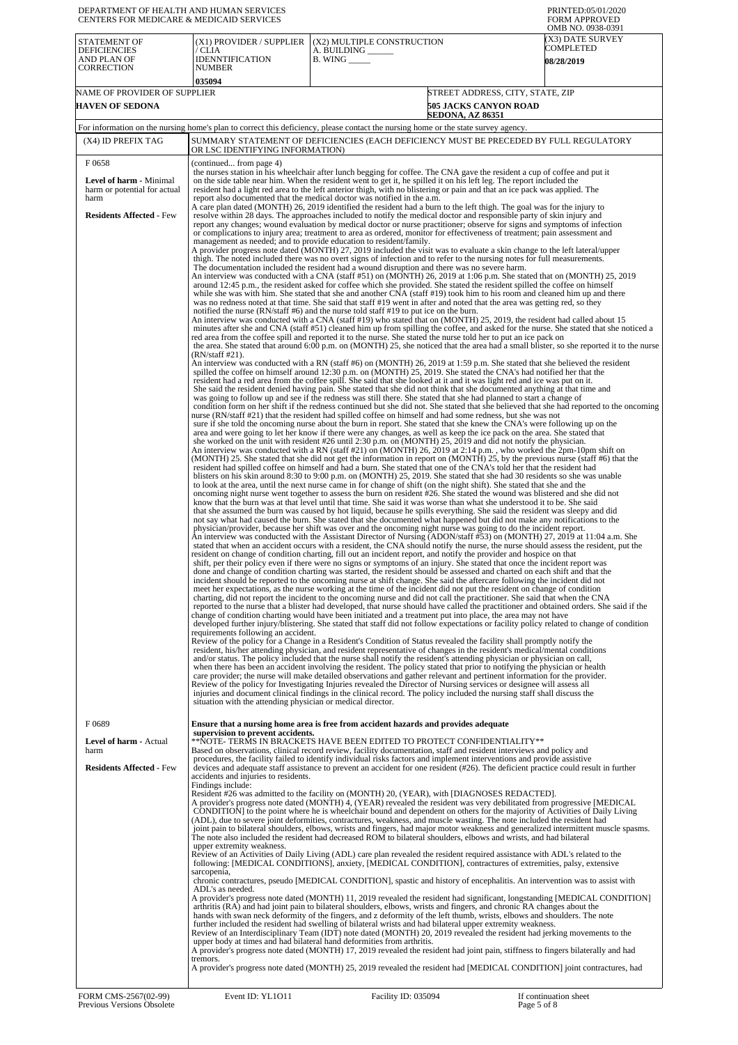DEPARTMENT OF HEALTH AND HUMAN SERVICES
CENTERS FOR MEDICARE & MEDICAID SERVICES

PRINTED:05/01/2020
FORM APPROVED
OMB NO. 0938-0391

| STATEMENT OF DEFICIENCIES AND PLAN OF CORRECTION | (X1) PROVIDER / SUPPLIER / CLIA IDENNTIFICATION NUMBER 035094 | (X2) MULTIPLE CONSTRUCTION A. BUILDING ______ B. WING _____ | (X3) DATE SURVEY COMPLETED 08/28/2019 |
|---|---|---|---|
| NAME OF PROVIDER OF SUPPLIER **HAVEN OF SEDONA** | | STREET ADDRESS, CITY, STATE, ZIP **505 JACKS CANYON ROAD SEDONA, AZ 86351** | |

For information on the nursing home's plan to correct this deficiency, please contact the nursing home or the state survey agency.

| (X4) ID PREFIX TAG | SUMMARY STATEMENT OF DEFICIENCIES (EACH DEFICIENCY MUST BE PRECEDED BY FULL REGULATORY OR LSC IDENTIFYING INFORMATION) |
|---|---|
| F 0658 **Level of harm** - Minimal harm or potential for actual harm **Residents Affected** - Few | (continued... from page 4) the nurses station in his wheelchair after lunch begging for coffee. The CNA gave the resident a cup of coffee and put it on the side table near him. When the resident went to get it, he spilled it on his left leg. The report included the resident had a light red area to the left anterior thigh, with no blistering or pain and that an ice pack was applied. The report also documented that the medical doctor was notified in the a.m. A care plan dated (MONTH) 26, 2019 identified the resident had a burn to the left thigh. The goal was for the injury to resolve within 28 days. The approaches included to notify the medical doctor and responsible party of skin injury and report any changes; wound evaluation by medical doctor or nurse practitioner; observe for signs and symptoms of infection or complications to injury area; treatment to area as ordered, monitor for effectiveness of treatment; pain assessment and management as needed; and to provide education to resident/family. A provider progress note dated (MONTH) 27, 2019 included the visit was to evaluate a skin change to the left lateral/upper thigh. The noted included there was no overt signs of infection and to refer to the nursing notes for full measurements. The documentation included the resident had a wound disruption and there was no severe harm. An interview was conducted with a CNA (staff #51) on (MONTH) 26, 2019 at 1:06 p.m. She stated that on (MONTH) 25, 2019 around 12:45 p.m., the resident asked for coffee which she provided. She stated the resident spilled the coffee on himself while she was with him. She stated that she and another CNA (staff #19) took him to his room and cleaned him up and there was no redness noted at that time. She said that staff #19 went in after and noted that the area was getting red, so they notified the nurse (RN/staff #6) and the nurse told staff #19 to put ice on the burn. An interview was conducted with a CNA (staff #19) who stated that on (MONTH) 25, 2019, the resident had called about 15 minutes after she and CNA (staff #51) cleaned him up from spilling the coffee, and asked for the nurse. She stated that she noticed a red area from the coffee spill and reported it to the nurse. She stated the nurse told her to put an ice pack on the area. She stated that around 6:00 p.m. on (MONTH) 25, she noticed that the area had a small blister, so she reported it to the nurse (RN/staff #21). An interview was conducted with a RN (staff #6) on (MONTH) 26, 2019 at 1:59 p.m. She stated that she believed the resident spilled the coffee on himself around 12:30 p.m. on (MONTH) 25, 2019. She stated the CNA's had notified her that the resident had a red area from the coffee spill. She said that she looked at it and it was light red and ice was put on it. She said the resident denied having pain. She stated that she did not think that she documented anything at that time and was going to follow up and see if the redness was still there. She stated that she had planned to start a change of condition form on her shift if the redness continued but she did not. She stated that she believed that she had reported to the oncoming nurse (RN/staff #21) that the resident had spilled coffee on himself and had some redness, but she was not sure if she told the oncoming nurse about the burn in report. She stated that she knew the CNA's were following up on the area and were going to let her know if there were any changes, as well as keep the ice pack on the area. She stated that she worked on the unit with resident #26 until 2:30 p.m. on (MONTH) 25, 2019 and did not notify the physician. An interview was conducted with a RN (staff #21) on (MONTH) 26, 2019 at 2:14 p.m. , who worked the 2pm-10pm shift on (MONTH) 25. She stated that she did not get the information in report on (MONTH) 25, by the previous nurse (staff #6) that the resident had spilled coffee on himself and had a burn. She stated that one of the CNA's told her that the resident had blisters on his skin around 8:30 to 9:00 p.m. on (MONTH) 25, 2019. She stated that she had 30 residents so she was unable to look at the area, until the next nurse came in for change of shift (on the night shift). She stated that she and the oncoming night nurse went together to assess the burn on resident #26. She stated the wound was blistered and she did not know that the burn was at that level until that time. She said it was worse than what she understood it to be. She said that she assumed the burn was caused by hot liquid, because he spills everything. She said the resident was sleepy and did not say what had caused the burn. She stated that she documented what happened but did not make any notifications to the physician/provider, because her shift was over and the oncoming night nurse was going to do the incident report. An interview was conducted with the Assistant Director of Nursing (ADON/staff #53) on (MONTH) 27, 2019 at 11:04 a.m. She stated that when an accident occurs with a resident, the CNA should notify the nurse, the nurse should assess the resident, put the resident on change of condition charting, fill out an incident report, and notify the provider and hospice on that shift, per their policy even if there were no signs or symptoms of an injury. She stated that once the incident report was done and change of condition charting was started, the resident should be assessed and charted on each shift and that the incident should be reported to the oncoming nurse at shift change. She said the aftercare following the incident did not meet her expectations, as the nurse working at the time of the incident did not put the resident on change of condition charting, did not report the incident to the oncoming nurse and did not call the practitioner. She said that when the CNA reported to the nurse that a blister had developed, that nurse should have called the practitioner and obtained orders. She said if the change of condition charting would have been initiated and a treatment put into place, the area may not have developed further injury/blistering. She stated that staff did not follow expectations or facility policy related to change of condition requirements following an accident. Review of the policy for a Change in a Resident's Condition of Status revealed the facility shall promptly notify the resident, his/her attending physician, and resident representative of changes in the resident's medical/mental conditions and/or status. The policy included that the nurse shall notify the resident's attending physician or physician on call, when there has been an accident involving the resident. The policy stated that prior to notifying the physician or health care provider; the nurse will make detailed observations and gather relevant and pertinent information for the provider. Review of the policy for Investigating Injuries revealed the Director of Nursing services or designee will assess all injuries and document clinical findings in the clinical record. The policy included the nursing staff shall discuss the situation with the attending physician or medical director. |
| F 0689 **Level of harm** - Actual harm **Residents Affected** - Few | **Ensure that a nursing home area is free from accident hazards and provides adequate supervision to prevent accidents.** **NOTE- TERMS IN BRACKETS HAVE BEEN EDITED TO PROTECT CONFIDENTIALITY** Based on observations, clinical record review, facility documentation, staff and resident interviews and policy and procedures, the facility failed to identify individual risks factors and implement interventions and provide assistive devices and adequate staff assistance to prevent an accident for one resident (#26). The deficient practice could result in further accidents and injuries to residents. Findings include: Resident #26 was admitted to the facility on (MONTH) 20, (YEAR), with [DIAGNOSES REDACTED]. A provider's progress note dated (MONTH) 4, (YEAR) revealed the resident was very debilitated from progressive [MEDICAL CONDITION] to the point where he is wheelchair bound and dependent on others for the majority of Activities of Daily Living (ADL), due to severe joint deformities, contractures, weakness, and muscle wasting. The note included the resident had joint pain to bilateral shoulders, elbows, wrists and fingers, had major motor weakness and generalized intermittent muscle spasms. The note also included the resident had decreased ROM to bilateral shoulders, elbows and wrists, and had bilateral upper extremity weakness. Review of an Activities of Daily Living (ADL) care plan revealed the resident required assistance with ADL's related to the following: [MEDICAL CONDITIONS], anxiety, [MEDICAL CONDITION], contractures of extremities, palsy, extensive sarcopenia, chronic contractures, pseudo [MEDICAL CONDITION], spastic and history of encephalitis. An intervention was to assist with ADL's as needed. A provider's progress note dated (MONTH) 11, 2019 revealed the resident had significant, longstanding [MEDICAL CONDITION] arthritis (RA) and had joint pain to bilateral shoulders, elbows, wrists and fingers, and chronic RA changes about the hands with swan neck deformity of the fingers, and z deformity of the left thumb, wrists, elbows and shoulders. The note further included the resident had swelling of bilateral wrists and had bilateral upper extremity weakness. Review of an Interdisciplinary Team (IDT) note dated (MONTH) 20, 2019 revealed the resident had jerking movements to the upper body at times and had bilateral hand deformities from arthritis. A provider's progress note dated (MONTH) 17, 2019 revealed the resident had joint pain, stiffness to fingers bilaterally and had tremors. A provider's progress note dated (MONTH) 25, 2019 revealed the resident had [MEDICAL CONDITION] joint contractures, had |

FORM CMS-2567(02-99) Previous Versions Obsolete | Event ID: YL1O11 | Facility ID: 035094 | If continuation sheet Page 5 of 8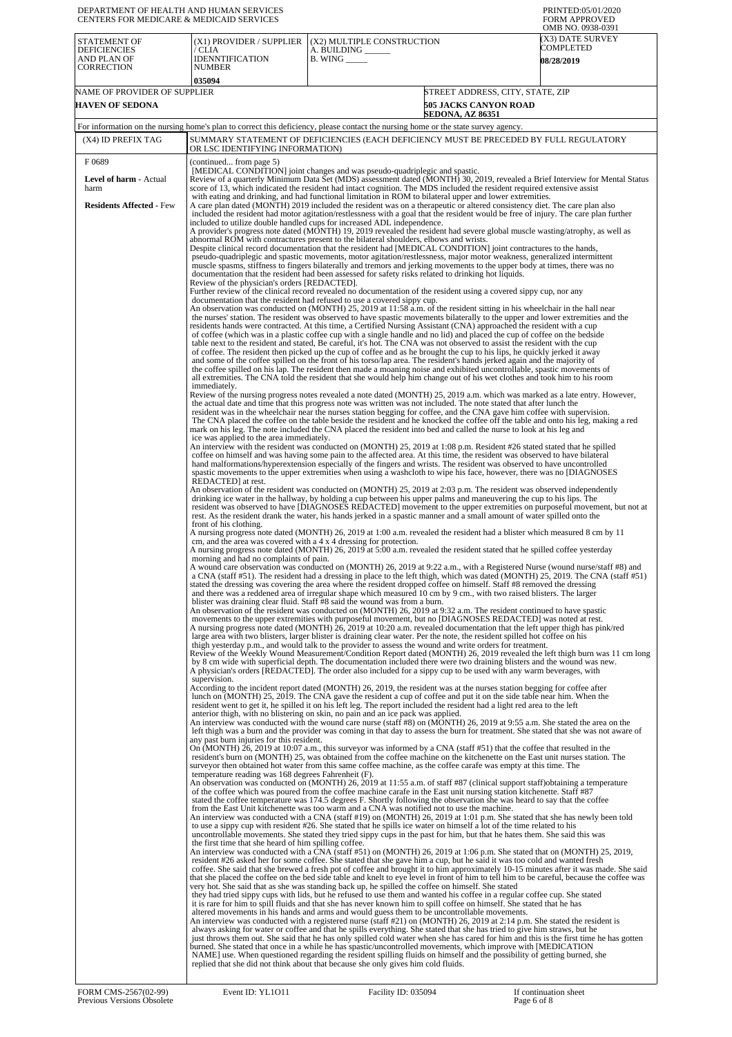DEPARTMENT OF HEALTH AND HUMAN SERVICES
CENTERS FOR MEDICARE & MEDICAID SERVICES

PRINTED:05/01/2020
FORM APPROVED
OMB NO. 0938-0391

| STATEMENT OF DEFICIENCIES AND PLAN OF CORRECTION | (X1) PROVIDER / SUPPLIER / CLIA IDENNTIFICATION NUMBER | (X2) MULTIPLE CONSTRUCTION A. BUILDING ______ B. WING _____ | (X3) DATE SURVEY COMPLETED |
|---|---|---|---|
| | 035094 | | 08/28/2019 |

| NAME OF PROVIDER OF SUPPLIER | STREET ADDRESS, CITY, STATE, ZIP |
|---|---|
| HAVEN OF SEDONA | 505 JACKS CANYON ROAD SEDONA, AZ 86351 |

For information on the nursing home's plan to correct this deficiency, please contact the nursing home or the state survey agency.

| (X4) ID PREFIX TAG | SUMMARY STATEMENT OF DEFICIENCIES (EACH DEFICIENCY MUST BE PRECEDED BY FULL REGULATORY OR LSC IDENTIFYING INFORMATION) |
|---|---|
| F 0689<br><br>**Level of harm** - Actual harm<br><br>**Residents Affected** - Few | (continued... from page 5)<br>[MEDICAL CONDITION] joint changes and was pseudo-quadriplegic and spastic.<br>Review of a quarterly Minimum Data Set (MDS) assessment dated (MONTH) 30, 2019, revealed a Brief Interview for Mental Status score of 13, which indicated the resident had intact cognition. The MDS included the resident required extensive assist with eating and drinking, and had functional limitation in ROM to bilateral upper and lower extremities.<br>A care plan dated (MONTH) 2019 included the resident was on a therapeutic or altered consistency diet. The care plan also included the resident had motor agitation/restlessness with a goal that the resident would be free of injury. The care plan further included to utilize double handled cups for increased ADL independence.<br>A provider's progress note dated (MONTH) 19, 2019 revealed the resident had severe global muscle wasting/atrophy, as well as abnormal ROM with contractures present to the bilateral shoulders, elbows and wrists.<br>Despite clinical record documentation that the resident had [MEDICAL CONDITION] joint contractures to the hands, pseudo-quadriplegic and spastic movements, motor agitation/restlessness, major motor weakness, generalized intermittent muscle spasms, stiffness to fingers bilaterally and tremors and jerking movements to the upper body at times, there was no documentation that the resident had been assessed for safety risks related to drinking hot liquids.<br>Review of the physician's orders [REDACTED].<br>Further review of the clinical record revealed no documentation of the resident using a covered sippy cup, nor any documentation that the resident had refused to use a covered sippy cup.<br>An observation was conducted on (MONTH) 25, 2019 at 11:58 a.m. of the resident sitting in his wheelchair in the hall near the nurses' station. The resident was observed to have spastic movements bilaterally to the upper and lower extremities and the residents hands were contracted. At this time, a Certified Nursing Assistant (CNA) approached the resident with a cup of coffee (which was in a plastic coffee cup with a single handle and no lid) and placed the cup of coffee on the bedside table next to the resident and stated, Be careful, it's hot. The CNA was not observed to assist the resident with the cup of coffee. The resident then picked up the cup of coffee and as he brought the cup to his lips, he quickly jerked it away and some of the coffee spilled on the front of his torso/lap area. The resident's hands jerked again and the majority of the coffee spilled on his lap. The resident then made a moaning noise and exhibited uncontrollable, spastic movements of all extremities. The CNA told the resident that she would help him change out of his wet clothes and took him to his room immediately.<br>Review of the nursing progress notes revealed a note dated (MONTH) 25, 2019 a.m. which was marked as a late entry. However, the actual date and time that this progress note was written was not included. The note stated that after lunch the resident was in the wheelchair near the nurses station begging for coffee, and the CNA gave him coffee with supervision. The CNA placed the coffee on the table beside the resident and he knocked the coffee off the table and onto his leg, making a red mark on his leg. The note included the CNA placed the resident into bed and called the nurse to look at his leg and ice was applied to the area immediately.<br>An interview with the resident was conducted on (MONTH) 25, 2019 at 1:08 p.m. Resident #26 stated stated that he spilled coffee on himself and was having some pain to the affected area. At this time, the resident was observed to have bilateral hand malformations/hyperextension especially of the fingers and wrists. The resident was observed to have uncontrolled spastic movements to the upper extremities when using a washcloth to wipe his face, however, there was no [DIAGNOSES REDACTED] at rest.<br>An observation of the resident was conducted on (MONTH) 25, 2019 at 2:03 p.m. The resident was observed independently drinking ice water in the hallway, by holding a cup between his upper palms and maneuvering the cup to his lips. The resident was observed to have [DIAGNOSES REDACTED] movement to the upper extremities on purposeful movement, but not at rest. As the resident drank the water, his hands jerked in a spastic manner and a small amount of water spilled onto the front of his clothing.<br>A nursing progress note dated (MONTH) 26, 2019 at 1:00 a.m. revealed the resident had a blister which measured 8 cm by 11 cm, and the area was covered with a 4 x 4 dressing for protection.<br>A nursing progress note dated (MONTH) 26, 2019 at 5:00 a.m. revealed the resident stated that he spilled coffee yesterday morning and had no complaints of pain.<br>A wound care observation was conducted on (MONTH) 26, 2019 at 9:22 a.m., with a Registered Nurse (wound nurse/staff #8) and a CNA (staff #51). The resident had a dressing in place to the left thigh, which was dated (MONTH) 25, 2019. The CNA (staff #51) stated the dressing was covering the area where the resident dropped coffee on himself. Staff #8 removed the dressing and there was a reddened area of irregular shape which measured 10 cm by 9 cm., with two raised blisters. The larger blister was draining clear fluid. Staff #8 said the wound was from a burn.<br>An observation of the resident was conducted on (MONTH) 26, 2019 at 9:32 a.m. The resident continued to have spastic movements to the upper extremities with purposeful movement, but no [DIAGNOSES REDACTED] was noted at rest.<br>A nursing progress note dated (MONTH) 26, 2019 at 10:20 a.m. revealed documentation that the left upper thigh has pink/red large area with two blisters, larger blister is draining clear water. Per the note, the resident spilled hot coffee on his thigh yesterday p.m., and would talk to the provider to assess the wound and write orders for treatment.<br>Review of the Weekly Wound Measurement/Condition Report dated (MONTH) 26, 2019 revealed the left thigh burn was 11 cm long by 8 cm wide with superficial depth. The documentation included there were two draining blisters and the wound was new.<br>A physician's orders [REDACTED]. The order also included for a sippy cup to be used with any warm beverages, with supervision.<br>According to the incident report dated (MONTH) 26, 2019, the resident was at the nurses station begging for coffee after lunch on (MONTH) 25, 2019. The CNA gave the resident a cup of coffee and put it on the side table near him. When the resident went to get it, he spilled it on his left leg. The report included the resident had a light red area to the left anterior thigh, with no blistering on skin, no pain and an ice pack was applied.<br>An interview was conducted with the wound care nurse (staff #8) on (MONTH) 26, 2019 at 9:55 a.m. She stated the area on the left thigh was a burn and the provider was coming in that day to assess the burn for treatment. She stated that she was not aware of any past burn injuries for this resident.<br>On (MONTH) 26, 2019 at 10:07 a.m., this surveyor was informed by a CNA (staff #51) that the coffee that resulted in the resident's burn on (MONTH) 25, was obtained from the coffee machine on the kitchenette on the East unit nurses station. The surveyor then obtained hot water from this same coffee machine, as the coffee carafe was empty at this time. The temperature reading was 168 degrees Fahrenheit (F).<br>An observation was conducted on (MONTH) 26, 2019 at 11:55 a.m. of staff #87 (clinical support staff)obtaining a temperature of the coffee which was poured from the coffee machine carafe in the East unit nursing station kitchenette. Staff #87 stated the coffee temperature was 174.5 degrees F. Shortly following the observation she was heard to say that the coffee from the East Unit kitchenette was too warm and a CNA was notified not to use the machine.<br>An interview was conducted with a CNA (staff #19) on (MONTH) 26, 2019 at 1:01 p.m. She stated that she has newly been told to use a sippy cup with resident #26. She stated that he spills ice water on himself a lot of the time related to his uncontrollable movements. She stated they tried sippy cups in the past for him, but he hates them. She said this was the first time that she heard of him spilling coffee.<br>An interview was conducted with a CNA (staff #51) on (MONTH) 26, 2019 at 1:06 p.m. She stated that on (MONTH) 25, 2019, resident #26 asked her for some coffee. She stated that she gave him a cup, but he said it was too cold and wanted fresh coffee. She said that she brewed a fresh pot of coffee and brought it to him approximately 10-15 minutes after it was made. She said that she placed the coffee on the bed side table and knelt to eye level in front of him to tell him to be careful, because the coffee was very hot. She said that as she was standing back up, he spilled the coffee on himself. She stated they had tried sippy cups with lids, but he refused to use them and wanted his coffee in a regular coffee cup. She stated it is rare for him to spill fluids and that she has never known him to spill coffee on himself. She stated that he has altered movements in his hands and arms and would guess them to be uncontrollable movements.<br>An interview was conducted with a registered nurse (staff #21) on (MONTH) 26, 2019 at 2:14 p.m. She stated the resident is always asking for water or coffee and that he spills everything. She stated that she has tried to give him straws, but he just throws them out. She said that he has only spilled cold water when she has cared for him and this is the first time he has gotten burned. She stated that once in a while he has spastic/uncontrolled movements, which improve with [MEDICATION NAME] use. When questioned regarding the resident spilling fluids on himself and the possibility of getting burned, she replied that she did not think about that because she only gives him cold fluids. |

FORM CMS-2567(02-99) Previous Versions Obsolete | Event ID: YL1O11 | Facility ID: 035094 | If continuation sheet Page 6 of 8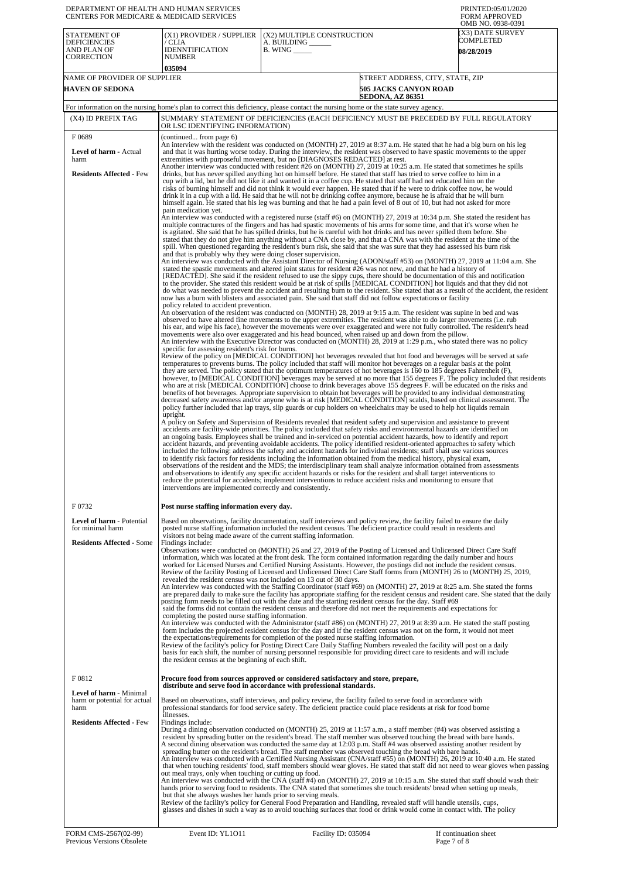DEPARTMENT OF HEALTH AND HUMAN SERVICES
CENTERS FOR MEDICARE & MEDICAID SERVICES

PRINTED:05/01/2020
FORM APPROVED
OMB NO. 0938-0391

| STATEMENT OF DEFICIENCIES AND PLAN OF CORRECTION | (X1) PROVIDER / SUPPLIER / CLIA IDENNTIFICATION NUMBER | (X2) MULTIPLE CONSTRUCTION A. BUILDING ______ B. WING _____ | (X3) DATE SURVEY COMPLETED |
|---|---|---|---|
| | 035094 | | 08/28/2019 |

| NAME OF PROVIDER OF SUPPLIER | STREET ADDRESS, CITY, STATE, ZIP |
|---|---|
| HAVEN OF SEDONA | 505 JACKS CANYON ROAD SEDONA, AZ 86351 |

For information on the nursing home's plan to correct this deficiency, please contact the nursing home or the state survey agency.

| (X4) ID PREFIX TAG | SUMMARY STATEMENT OF DEFICIENCIES (EACH DEFICIENCY MUST BE PRECEDED BY FULL REGULATORY OR LSC IDENTIFYING INFORMATION) |
|---|---|
| F 0689 **Level of harm** - Actual harm **Residents Affected** - Few | (continued... from page 6) An interview with the resident was conducted on (MONTH) 27, 2019 at 8:37 a.m. He stated that he had a big burn on his leg and that it was hurting worse today. During the interview, the resident was observed to have spastic movements to the upper extremities with purposeful movement, but no [DIAGNOSES REDACTED] at rest. Another interview was conducted with resident #26 on (MONTH) 27, 2019 at 10:25 a.m. He stated that sometimes he spills drinks, but has never spilled anything hot on himself before. He stated that staff has tried to serve coffee to him in a cup with a lid, but he did not like it and wanted it in a coffee cup. He stated that staff had not educated him on the risks of burning himself and did not think it would ever happen. He stated that if he were to drink coffee now, he would drink it in a cup with a lid. He said that he will not be drinking coffee anymore, because he is afraid that he will burn himself again. He stated that his leg was burning and that he had a pain level of 8 out of 10, but had not asked for more pain medication yet. An interview was conducted with a registered nurse (staff #6) on (MONTH) 27, 2019 at 10:34 p.m. She stated the resident has multiple contractures of the fingers and has had spastic movements of his arms for some time, and that it's worse when he is agitated. She said that he has spilled drinks, but he is careful with hot drinks and has never spilled them before. She stated that they do not give him anything without a CNA close by, and that a CNA was with the resident at the time of the spill. When questioned regarding the resident's burn risk, she said that she was sure that they had assessed his burn risk and that is probably why they were doing closer supervision. An interview was conducted with the Assistant Director of Nursing (ADON/staff #53) on (MONTH) 27, 2019 at 11:04 a.m. She stated the spastic movements and altered joint status for resident #26 was not new, and that he had a history of [REDACTED]. She said if the resident refused to use the sippy cups, there should be documentation of this and notification to the provider. She stated this resident would be at risk of spills [MEDICAL CONDITION] hot liquids and that they did not do what was needed to prevent the accident and resulting burn to the resident. She stated that as a result of the accident, the resident now has a burn with blisters and associated pain. She said that staff did not follow expectations or facility policy related to accident prevention. An observation of the resident was conducted on (MONTH) 28, 2019 at 9:15 a.m. The resident was supine in bed and was observed to have altered fine movements to the upper extremities. The resident was able to do larger movements (i.e. rub his ear, and wipe his face), however the movements were over exaggerated and were not fully controlled. The resident's head movements were also over exaggerated and his head bounced, when raised up and down from the pillow. An interview with the Executive Director was conducted on (MONTH) 28, 2019 at 1:29 p.m., who stated there was no policy specific for assessing resident's risk for burns. Review of the policy on [MEDICAL CONDITION] hot beverages revealed that hot food and beverages will be served at safe temperatures to prevents burns. The policy included that staff will monitor hot beverages on a regular basis at the point they are served. The policy stated that the optimum temperatures of hot beverages is 160 to 185 degrees Fahrenheit (F), however, to [MEDICAL CONDITION] beverages may be served at no more that 155 degrees F. The policy included that residents who are at risk [MEDICAL CONDITION] choose to drink beverages above 155 degrees F. will be educated on the risks and benefits of hot beverages. Appropriate supervision to obtain hot beverages will be provided to any individual demonstrating decreased safety awareness and/or anyone who is at risk [MEDICAL CONDITION] scalds, based on clinical assessment. The policy further included that lap trays, slip guards or cup holders on wheelchairs may be used to help hot liquids remain upright. A policy on Safety and Supervision of Residents revealed that resident safety and supervision and assistance to prevent accidents are facility-wide priorities. The policy included that safety risks and environmental hazards are identified on an ongoing basis. Employees shall be trained and in-serviced on potential accident hazards, how to identify and report accident hazards, and preventing avoidable accidents. The policy identified resident-oriented approaches to safety which included the following: address the safety and accident hazards for individual residents; staff shall use various sources to identify risk factors for residents including the information obtained from the medical history, physical exam, observations of the resident and the MDS; the interdisciplinary team shall analyze information obtained from assessments and observations to identify any specific accident hazards or risks for the resident and shall target interventions to reduce the potential for accidents; implement interventions to reduce accident risks and monitoring to ensure that interventions are implemented correctly and consistently. |
| F 0732 **Level of harm** - Potential for minimal harm **Residents Affected** - Some | **Post nurse staffing information every day.** Based on observations, facility documentation, staff interviews and policy review, the facility failed to ensure the daily posted nurse staffing information included the resident census. The deficient practice could result in residents and visitors not being made aware of the current staffing information. Findings include: Observations were conducted on (MONTH) 26 and 27, 2019 of the Posting of Licensed and Unlicensed Direct Care Staff information, which was located at the front desk. The form contained information regarding the daily number and hours worked for Licensed Nurses and Certified Nursing Assistants. However, the postings did not include the resident census. Review of the facility Posting of Licensed and Unlicensed Direct Care Staff forms from (MONTH) 26 to (MONTH) 25, 2019, revealed the resident census was not included on 13 out of 30 days. An interview was conducted with the Staffing Coordinator (staff #69) on (MONTH) 27, 2019 at 8:25 a.m. She stated the forms are prepared daily to make sure the facility has appropriate staffing for the resident census and resident care. She stated that the daily posting form needs to be filled out with the date and the starting resident census for the day. Staff #69 said the forms did not contain the resident census and therefore did not meet the requirements and expectations for completing the posted nurse staffing information. An interview was conducted with the Administrator (staff #86) on (MONTH) 27, 2019 at 8:39 a.m. He stated the staff posting form includes the projected resident census for the day and if the resident census was not on the form, it would not meet the expectations/requirements for completion of the posted nurse staffing information. Review of the facility's policy for Posting Direct Care Daily Staffing Numbers revealed the facility will post on a daily basis for each shift, the number of nursing personnel responsible for providing direct care to residents and will include the resident census at the beginning of each shift. |
| F 0812 **Level of harm** - Minimal harm or potential for actual harm **Residents Affected** - Few | **Procure food from sources approved or considered satisfactory and store, prepare, distribute and serve food in accordance with professional standards.** Based on observations, staff interviews, and policy review, the facility failed to serve food in accordance with professional standards for food service safety. The deficient practice could place residents at risk for food borne illnesses. Findings include: During a dining observation conducted on (MONTH) 25, 2019 at 11:57 a.m., a staff member (#4) was observed assisting a resident by spreading butter on the resident's bread. The staff member was observed touching the bread with bare hands. A second dining observation was conducted the same day at 12:03 p.m. Staff #4 was observed assisting another resident by spreading butter on the resident's bread. The staff member was observed touching the bread with bare hands. An interview was conducted with a Certified Nursing Assistant (CNA/staff #55) on (MONTH) 26, 2019 at 10:40 a.m. He stated that when touching residents' food, staff members should wear gloves. He stated that staff did not need to wear gloves when passing out meal trays, only when touching or cutting up food. An interview was conducted with the CNA (staff #4) on (MONTH) 27, 2019 at 10:15 a.m. She stated that staff should wash their hands prior to serving food to residents. The CNA stated that sometimes she touch residents' bread when setting up meals, but that she always washes her hands prior to serving meals. Review of the facility's policy for General Food Preparation and Handling, revealed staff will handle utensils, cups, glasses and dishes in such a way as to avoid touching surfaces that food or drink would come in contact with. The policy |

FORM CMS-2567(02-99) Previous Versions Obsolete | Event ID: YL1O11 | Facility ID: 035094 | If continuation sheet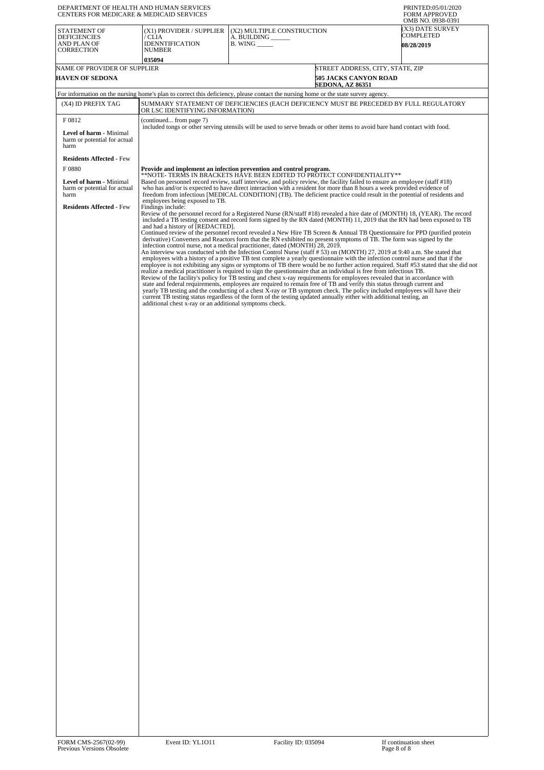DEPARTMENT OF HEALTH AND HUMAN SERVICES
CENTERS FOR MEDICARE & MEDICAID SERVICES

PRINTED:05/01/2020
FORM APPROVED
OMB NO. 0938-0391

| STATEMENT OF DEFICIENCIES AND PLAN OF CORRECTION | (X1) PROVIDER / SUPPLIER / CLIA IDENNTIFICATION NUMBER | (X2) MULTIPLE CONSTRUCTION | (X3) DATE SURVEY COMPLETED |
|---|---|---|---|
| | 035094 | A. BUILDING ______ B. WING _____ | 08/28/2019 |

| NAME OF PROVIDER OF SUPPLIER | STREET ADDRESS, CITY, STATE, ZIP |
|---|---|
| HAVEN OF SEDONA | 505 JACKS CANYON ROAD SEDONA, AZ 86351 |

For information on the nursing home's plan to correct this deficiency, please contact the nursing home or the state survey agency.

| (X4) ID PREFIX TAG | SUMMARY STATEMENT OF DEFICIENCIES (EACH DEFICIENCY MUST BE PRECEDED BY FULL REGULATORY OR LSC IDENTIFYING INFORMATION) |
|---|---|
| F 0812<br><br>**Level of harm** - Minimal harm or potential for actual harm<br><br>**Residents Affected** - Few | (continued... from page 7)<br>included tongs or other serving utensils will be used to serve breads or other items to avoid bare hand contact with food. |
| F 0880<br><br>**Level of harm** - Minimal harm or potential for actual harm<br><br>**Residents Affected** - Few | **Provide and implement an infection prevention and control program.**<br>**NOTE- TERMS IN BRACKETS HAVE BEEN EDITED TO PROTECT CONFIDENTIALITY**<br>Based on personnel record review, staff interview, and policy review, the facility failed to ensure an employee (staff #18) who has and/or is expected to have direct interaction with a resident for more than 8 hours a week provided evidence of freedom from infectious [MEDICAL CONDITION] (TB). The deficient practice could result in the potential of residents and employees being exposed to TB.<br>Findings include:<br>Review of the personnel record for a Registered Nurse (RN/staff #18) revealed a hire date of (MONTH) 18, (YEAR). The record included a TB testing consent and record form signed by the RN dated (MONTH) 11, 2019 that the RN had been exposed to TB and had a history of [REDACTED].<br>Continued review of the personnel record revealed a New Hire TB Screen & Annual TB Questionnaire for PPD (purified protein derivative) Converters and Reactors form that the RN exhibited no present symptoms of TB. The form was signed by the infection control nurse, not a medical practitioner, dated (MONTH) 28, 2019.<br>An interview was conducted with the Infection Control Nurse (staff # 53) on (MONTH) 27, 2019 at 9:40 a.m. She stated that employees with a history of a positive TB test complete a yearly questionnaire with the infection control nurse and that if the employee is not exhibiting any signs or symptoms of TB there would be no further action required. Staff #53 stated that she did not realize a medical practitioner is required to sign the questionnaire that an individual is free from infectious TB.<br>Review of the facility's policy for TB testing and chest x-ray requirements for employees revealed that in accordance with state and federal requirements, employees are required to remain free of TB and verify this status through current and yearly TB testing and the conducting of a chest X-ray or TB symptom check. The policy included employees will have their current TB testing status regardless of the form of the testing updated annually either with additional testing, an additional chest x-ray or an additional symptoms check. |

FORM CMS-2567(02-99) Previous Versions Obsolete | Event ID: YL1O11 | Facility ID: 035094 | If continuation sheet